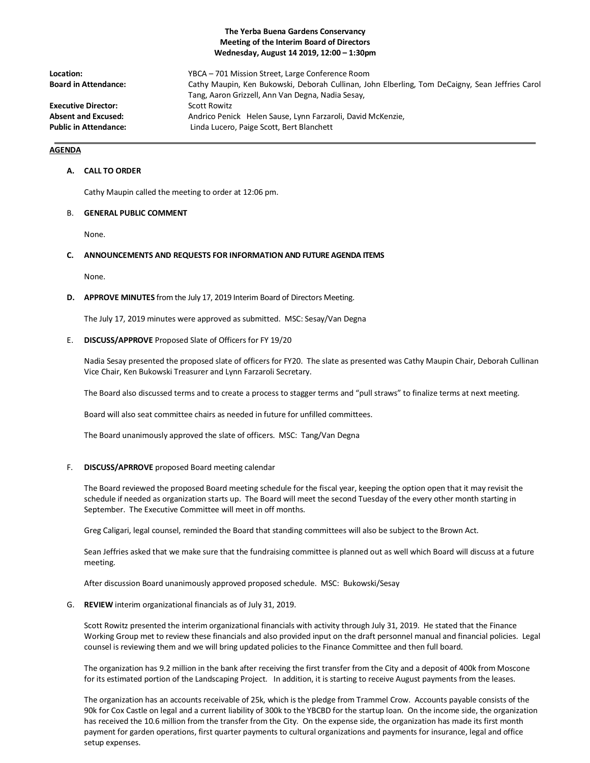**The Yerba Buena Gardens Conservancy**
**Meeting of the Interim Board of Directors**
**Wednesday, August 14 2019, 12:00 – 1:30pm**

| | |
|---|---|
| **Location:** | YBCA – 701 Mission Street, Large Conference Room |
| **Board in Attendance:** | Cathy Maupin, Ken Bukowski, Deborah Cullinan, John Elberling, Tom DeCaigny, Sean Jeffries Carol Tang, Aaron Grizzell, Ann Van Degna, Nadia Sesay, |
| **Executive Director:** | Scott Rowitz |
| **Absent and Excused:** | Andrico Penick Helen Sause, Lynn Farzaroli, David McKenzie, |
| **Public in Attendance:** | Linda Lucero, Paige Scott, Bert Blanchett |

---

**AGENDA**

**A. CALL TO ORDER**

Cathy Maupin called the meeting to order at 12:06 pm.

B. **GENERAL PUBLIC COMMENT**

None.

**C. ANNOUNCEMENTS AND REQUESTS FOR INFORMATION AND FUTURE AGENDA ITEMS**

None.

**D. APPROVE MINUTES** from the July 17, 2019 Interim Board of Directors Meeting.

The July 17, 2019 minutes were approved as submitted. MSC: Sesay/Van Degna

E. **DISCUSS/APPROVE** Proposed Slate of Officers for FY 19/20

Nadia Sesay presented the proposed slate of officers for FY20. The slate as presented was Cathy Maupin Chair, Deborah Cullinan Vice Chair, Ken Bukowski Treasurer and Lynn Farzaroli Secretary.

The Board also discussed terms and to create a process to stagger terms and "pull straws" to finalize terms at next meeting.

Board will also seat committee chairs as needed in future for unfilled committees.

The Board unanimously approved the slate of officers. MSC: Tang/Van Degna

F. **DISCUSS/APRROVE** proposed Board meeting calendar

The Board reviewed the proposed Board meeting schedule for the fiscal year, keeping the option open that it may revisit the schedule if needed as organization starts up. The Board will meet the second Tuesday of the every other month starting in September. The Executive Committee will meet in off months.

Greg Caligari, legal counsel, reminded the Board that standing committees will also be subject to the Brown Act.

Sean Jeffries asked that we make sure that the fundraising committee is planned out as well which Board will discuss at a future meeting.

After discussion Board unanimously approved proposed schedule. MSC: Bukowski/Sesay

G. **REVIEW** interim organizational financials as of July 31, 2019.

Scott Rowitz presented the interim organizational financials with activity through July 31, 2019. He stated that the Finance Working Group met to review these financials and also provided input on the draft personnel manual and financial policies. Legal counsel is reviewing them and we will bring updated policies to the Finance Committee and then full board.

The organization has 9.2 million in the bank after receiving the first transfer from the City and a deposit of 400k from Moscone for its estimated portion of the Landscaping Project. In addition, it is starting to receive August payments from the leases.

The organization has an accounts receivable of 25k, which is the pledge from Trammel Crow. Accounts payable consists of the 90k for Cox Castle on legal and a current liability of 300k to the YBCBD for the startup loan. On the income side, the organization has received the 10.6 million from the transfer from the City. On the expense side, the organization has made its first month payment for garden operations, first quarter payments to cultural organizations and payments for insurance, legal and office setup expenses.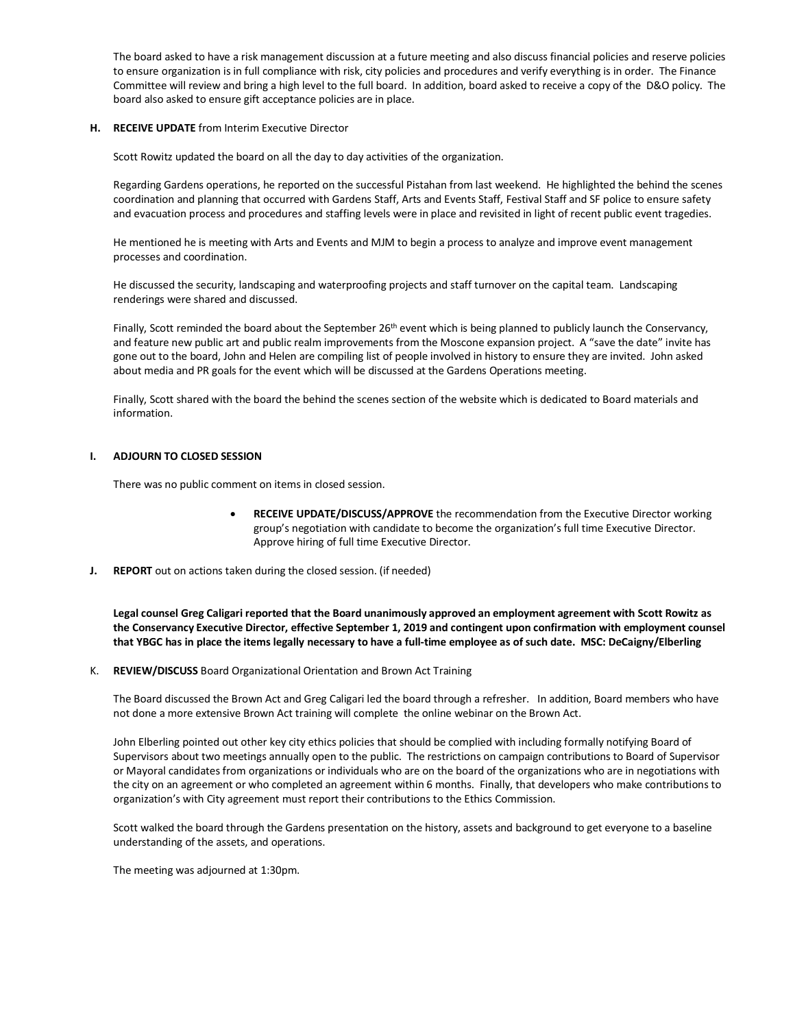The board asked to have a risk management discussion at a future meeting and also discuss financial policies and reserve policies to ensure organization is in full compliance with risk, city policies and procedures and verify everything is in order. The Finance Committee will review and bring a high level to the full board. In addition, board asked to receive a copy of the D&O policy. The board also asked to ensure gift acceptance policies are in place.

**H. RECEIVE UPDATE** from Interim Executive Director

Scott Rowitz updated the board on all the day to day activities of the organization.

Regarding Gardens operations, he reported on the successful Pistahan from last weekend. He highlighted the behind the scenes coordination and planning that occurred with Gardens Staff, Arts and Events Staff, Festival Staff and SF police to ensure safety and evacuation process and procedures and staffing levels were in place and revisited in light of recent public event tragedies.

He mentioned he is meeting with Arts and Events and MJM to begin a process to analyze and improve event management processes and coordination.

He discussed the security, landscaping and waterproofing projects and staff turnover on the capital team. Landscaping renderings were shared and discussed.

Finally, Scott reminded the board about the September 26th event which is being planned to publicly launch the Conservancy, and feature new public art and public realm improvements from the Moscone expansion project. A "save the date" invite has gone out to the board, John and Helen are compiling list of people involved in history to ensure they are invited. John asked about media and PR goals for the event which will be discussed at the Gardens Operations meeting.

Finally, Scott shared with the board the behind the scenes section of the website which is dedicated to Board materials and information.

**I. ADJOURN TO CLOSED SESSION**

There was no public comment on items in closed session.

- **RECEIVE UPDATE/DISCUSS/APPROVE** the recommendation from the Executive Director working group's negotiation with candidate to become the organization's full time Executive Director. Approve hiring of full time Executive Director.

**J. REPORT** out on actions taken during the closed session. (if needed)

**Legal counsel Greg Caligari reported that the Board unanimously approved an employment agreement with Scott Rowitz as the Conservancy Executive Director, effective September 1, 2019 and contingent upon confirmation with employment counsel that YBGC has in place the items legally necessary to have a full-time employee as of such date. MSC: DeCaigny/Elberling**

K. **REVIEW/DISCUSS** Board Organizational Orientation and Brown Act Training

The Board discussed the Brown Act and Greg Caligari led the board through a refresher. In addition, Board members who have not done a more extensive Brown Act training will complete the online webinar on the Brown Act.

John Elberling pointed out other key city ethics policies that should be complied with including formally notifying Board of Supervisors about two meetings annually open to the public. The restrictions on campaign contributions to Board of Supervisor or Mayoral candidates from organizations or individuals who are on the board of the organizations who are in negotiations with the city on an agreement or who completed an agreement within 6 months. Finally, that developers who make contributions to organization's with City agreement must report their contributions to the Ethics Commission.

Scott walked the board through the Gardens presentation on the history, assets and background to get everyone to a baseline understanding of the assets, and operations.

The meeting was adjourned at 1:30pm.